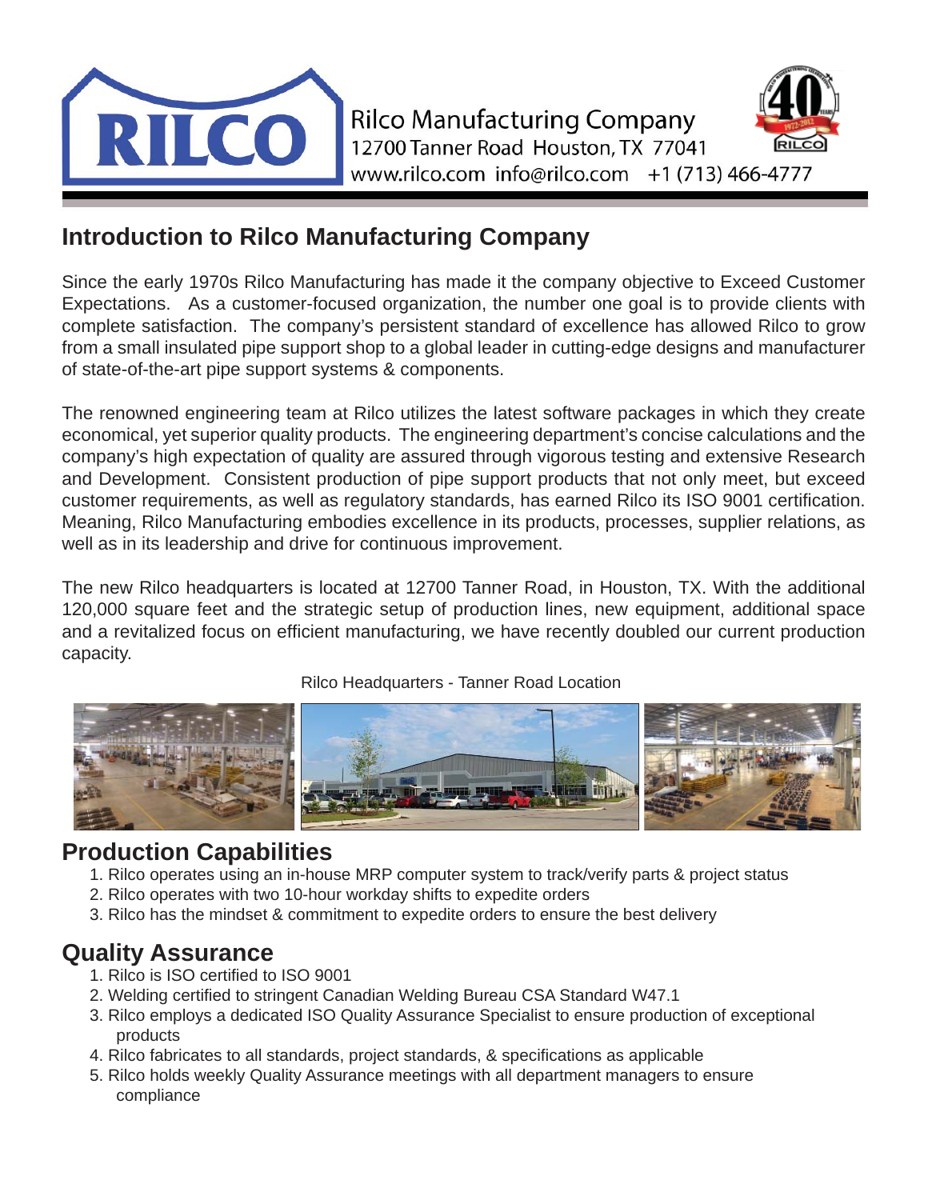Rilco Manufacturing Company
12700 Tanner Road Houston, TX 77041
www.rilco.com info@rilco.com +1 (713) 466-4777

## Introduction to Rilco Manufacturing Company

Since the early 1970s Rilco Manufacturing has made it the company objective to Exceed Customer Expectations. As a customer-focused organization, the number one goal is to provide clients with complete satisfaction. The company's persistent standard of excellence has allowed Rilco to grow from a small insulated pipe support shop to a global leader in cutting-edge designs and manufacturer of state-of-the-art pipe support systems & components.

The renowned engineering team at Rilco utilizes the latest software packages in which they create economical, yet superior quality products. The engineering department's concise calculations and the company's high expectation of quality are assured through vigorous testing and extensive Research and Development. Consistent production of pipe support products that not only meet, but exceed customer requirements, as well as regulatory standards, has earned Rilco its ISO 9001 certification. Meaning, Rilco Manufacturing embodies excellence in its products, processes, supplier relations, as well as in its leadership and drive for continuous improvement.

The new Rilco headquarters is located at 12700 Tanner Road, in Houston, TX. With the additional 120,000 square feet and the strategic setup of production lines, new equipment, additional space and a revitalized focus on efficient manufacturing, we have recently doubled our current production capacity.

Rilco Headquarters - Tanner Road Location

## Production Capabilities

1. Rilco operates using an in-house MRP computer system to track/verify parts & project status
2. Rilco operates with two 10-hour workday shifts to expedite orders
3. Rilco has the mindset & commitment to expedite orders to ensure the best delivery

## Quality Assurance

1. Rilco is ISO certified to ISO 9001
2. Welding certified to stringent Canadian Welding Bureau CSA Standard W47.1
3. Rilco employs a dedicated ISO Quality Assurance Specialist to ensure production of exceptional products
4. Rilco fabricates to all standards, project standards, & specifications as applicable
5. Rilco holds weekly Quality Assurance meetings with all department managers to ensure compliance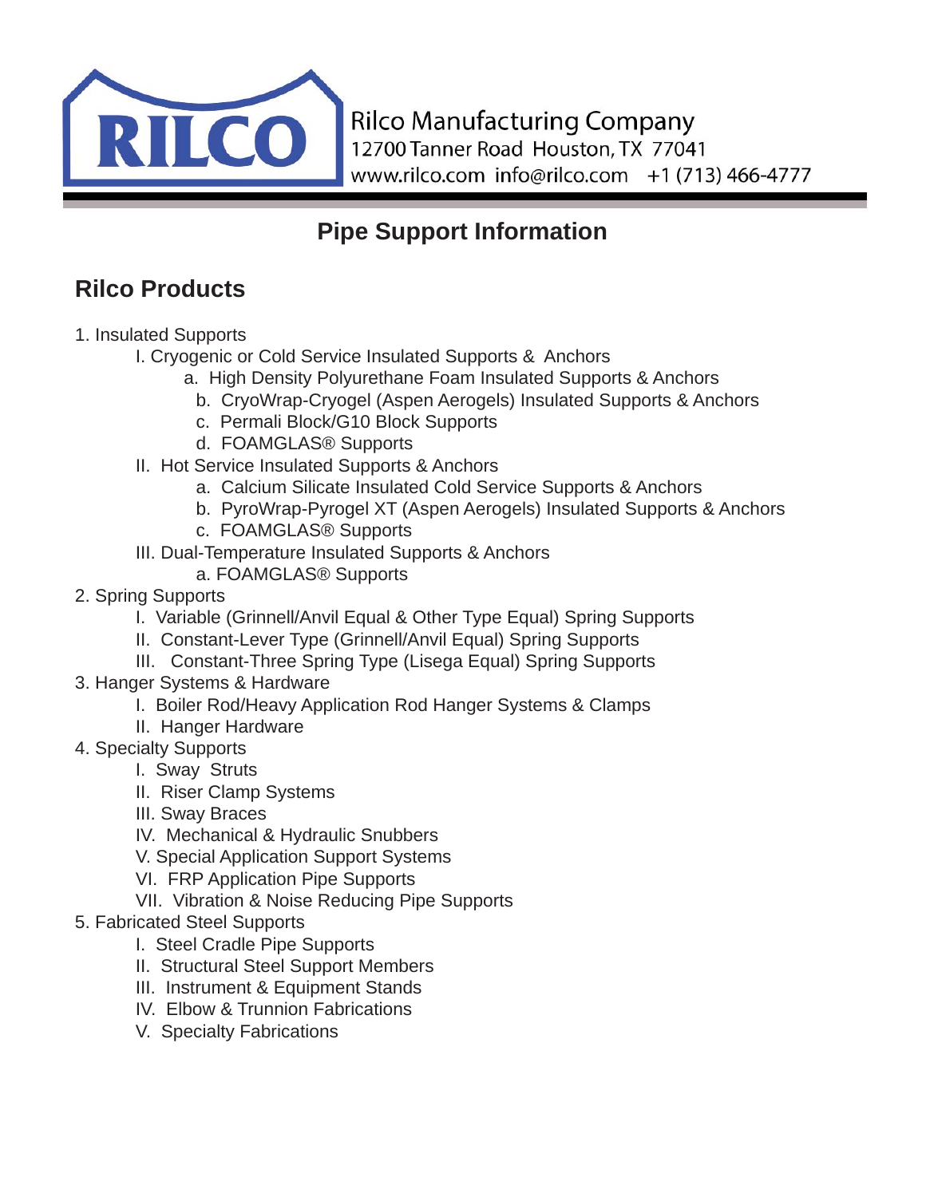Rilco Manufacturing Company
12700 Tanner Road Houston, TX 77041
www.rilco.com info@rilco.com +1 (713) 466-4777

# Pipe Support Information

## Rilco Products

1. Insulated Supports
   - I. Cryogenic or Cold Service Insulated Supports & Anchors
     - a. High Density Polyurethane Foam Insulated Supports & Anchors
     - b. CryoWrap-Cryogel (Aspen Aerogels) Insulated Supports & Anchors
     - c. Permali Block/G10 Block Supports
     - d. FOAMGLAS® Supports
   - II. Hot Service Insulated Supports & Anchors
     - a. Calcium Silicate Insulated Cold Service Supports & Anchors
     - b. PyroWrap-Pyrogel XT (Aspen Aerogels) Insulated Supports & Anchors
     - c. FOAMGLAS® Supports
   - III. Dual-Temperature Insulated Supports & Anchors
     - a. FOAMGLAS® Supports
2. Spring Supports
   - I. Variable (Grinnell/Anvil Equal & Other Type Equal) Spring Supports
   - II. Constant-Lever Type (Grinnell/Anvil Equal) Spring Supports
   - III. Constant-Three Spring Type (Lisega Equal) Spring Supports
3. Hanger Systems & Hardware
   - I. Boiler Rod/Heavy Application Rod Hanger Systems & Clamps
   - II. Hanger Hardware
4. Specialty Supports
   - I. Sway Struts
   - II. Riser Clamp Systems
   - III. Sway Braces
   - IV. Mechanical & Hydraulic Snubbers
   - V. Special Application Support Systems
   - VI. FRP Application Pipe Supports
   - VII. Vibration & Noise Reducing Pipe Supports
5. Fabricated Steel Supports
   - I. Steel Cradle Pipe Supports
   - II. Structural Steel Support Members
   - III. Instrument & Equipment Stands
   - IV. Elbow & Trunnion Fabrications
   - V. Specialty Fabrications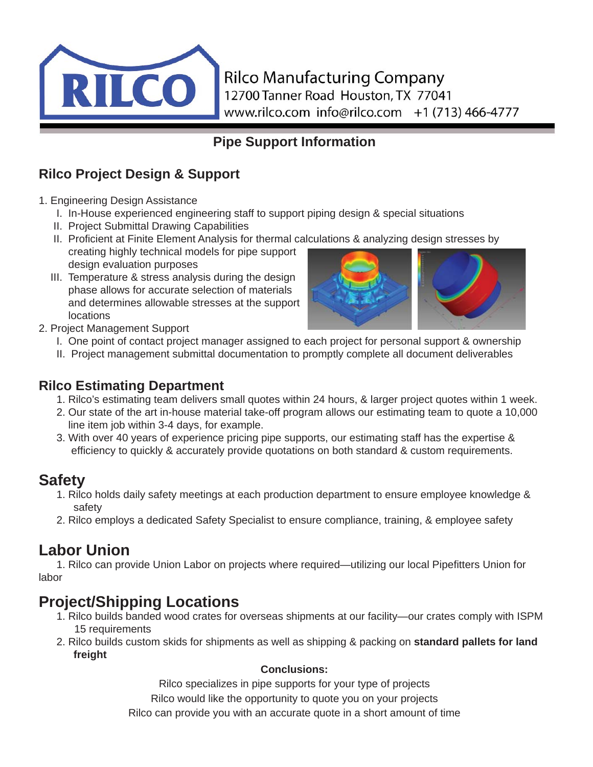Rilco Manufacturing Company
12700 Tanner Road Houston, TX 77041
www.rilco.com info@rilco.com +1 (713) 466-4777

# Pipe Support Information

## Rilco Project Design & Support

1. Engineering Design Assistance
   - I. In-House experienced engineering staff to support piping design & special situations
   - II. Project Submittal Drawing Capabilities
   - II. Proficient at Finite Element Analysis for thermal calculations & analyzing design stresses by creating highly technical models for pipe support design evaluation purposes
   - III. Temperature & stress analysis during the design phase allows for accurate selection of materials and determines allowable stresses at the support locations
2. Project Management Support
   - I. One point of contact project manager assigned to each project for personal support & ownership
   - II. Project management submittal documentation to promptly complete all document deliverables

## Rilco Estimating Department

1. Rilco's estimating team delivers small quotes within 24 hours, & larger project quotes within 1 week.
2. Our state of the art in-house material take-off program allows our estimating team to quote a 10,000 line item job within 3-4 days, for example.
3. With over 40 years of experience pricing pipe supports, our estimating staff has the expertise & efficiency to quickly & accurately provide quotations on both standard & custom requirements.

## Safety

1. Rilco holds daily safety meetings at each production department to ensure employee knowledge & safety
2. Rilco employs a dedicated Safety Specialist to ensure compliance, training, & employee safety

## Labor Union

1. Rilco can provide Union Labor on projects where required—utilizing our local Pipefitters Union for labor

## Project/Shipping Locations

1. Rilco builds banded wood crates for overseas shipments at our facility—our crates comply with ISPM 15 requirements
2. Rilco builds custom skids for shipments as well as shipping & packing on **standard pallets for land freight**

**Conclusions:**

Rilco specializes in pipe supports for your type of projects

Rilco would like the opportunity to quote you on your projects

Rilco can provide you with an accurate quote in a short amount of time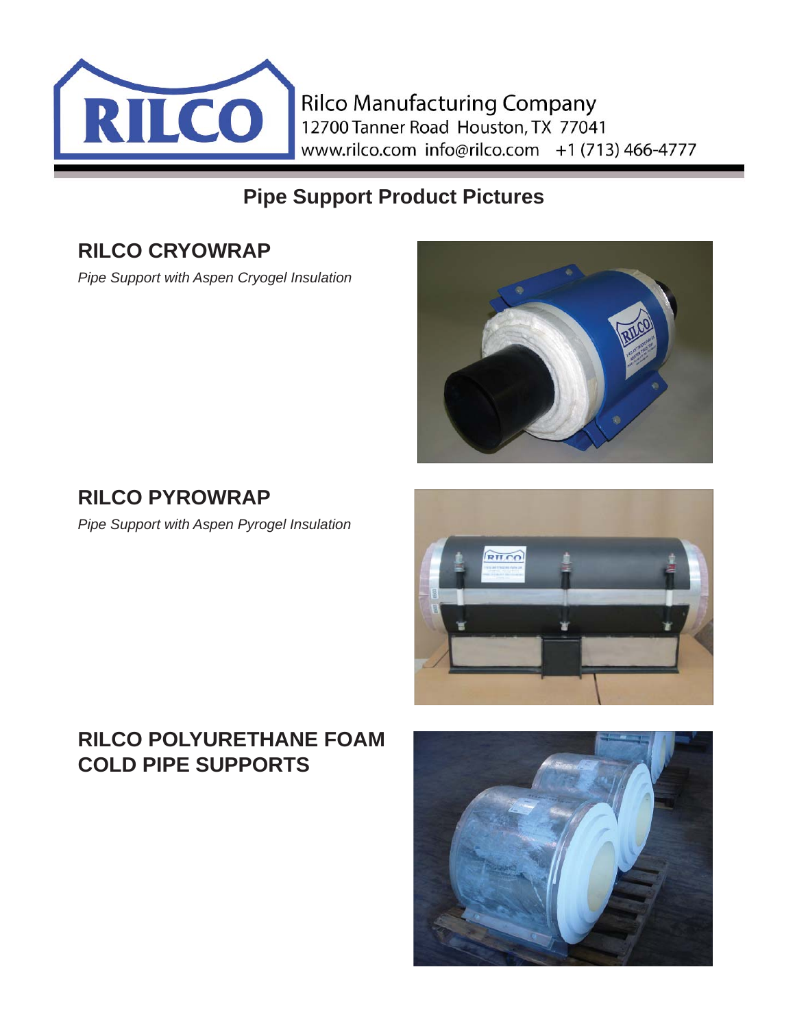Rilco Manufacturing Company
12700 Tanner Road Houston, TX 77041
www.rilco.com info@rilco.com +1 (713) 466-4777

# Pipe Support Product Pictures

## RILCO CRYOWRAP

*Pipe Support with Aspen Cryogel Insulation*

## RILCO PYROWRAP

*Pipe Support with Aspen Pyrogel Insulation*

## RILCO POLYURETHANE FOAM COLD PIPE SUPPORTS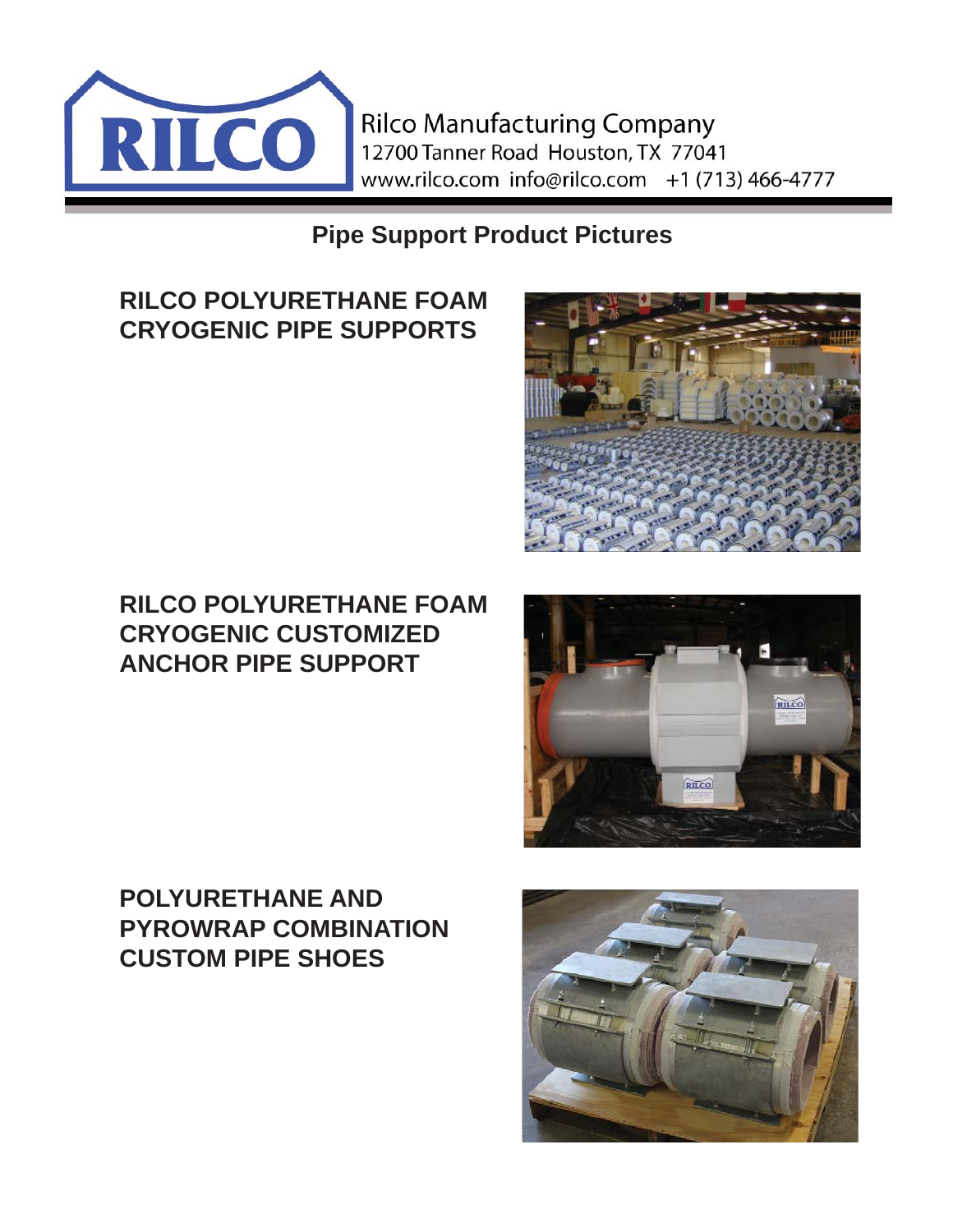Rilco Manufacturing Company
12700 Tanner Road Houston, TX 77041
www.rilco.com info@rilco.com +1 (713) 466-4777

# Pipe Support Product Pictures

## RILCO POLYURETHANE FOAM CRYOGENIC PIPE SUPPORTS

## RILCO POLYURETHANE FOAM CRYOGENIC CUSTOMIZED ANCHOR PIPE SUPPORT

## POLYURETHANE AND PYROWRAP COMBINATION CUSTOM PIPE SHOES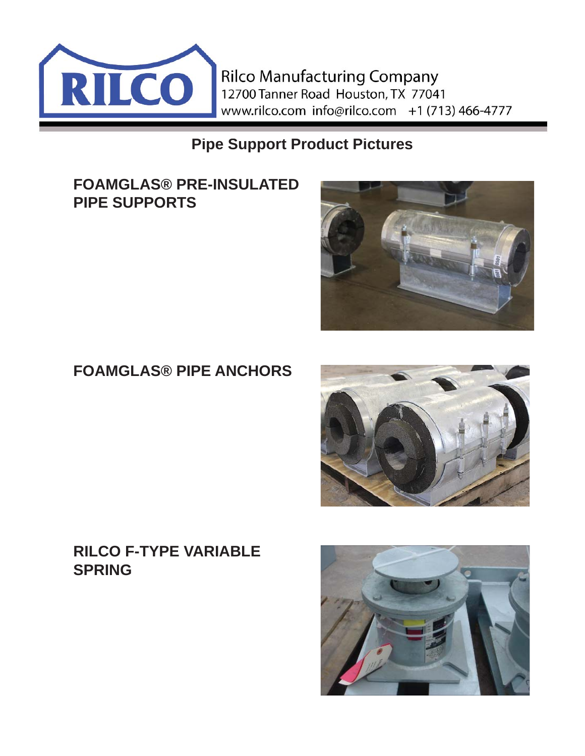Rilco Manufacturing Company
12700 Tanner Road Houston, TX 77041
www.rilco.com info@rilco.com +1 (713) 466-4777

## Pipe Support Product Pictures

### FOAMGLAS® PRE-INSULATED PIPE SUPPORTS

### FOAMGLAS® PIPE ANCHORS

### RILCO F-TYPE VARIABLE SPRING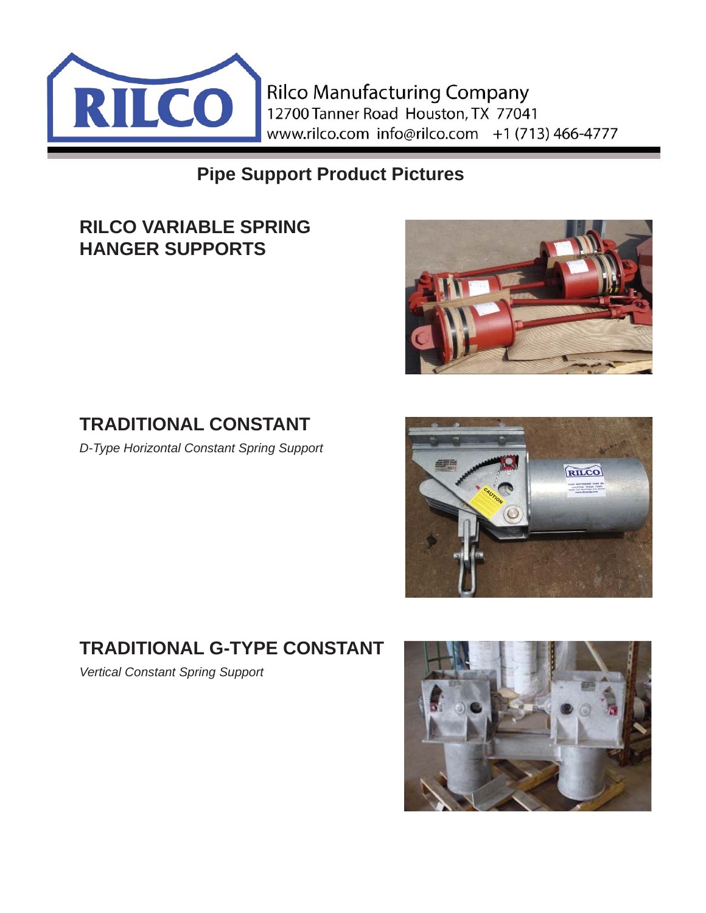RILCO

Rilco Manufacturing Company
12700 Tanner Road Houston, TX 77041
www.rilco.com info@rilco.com +1 (713) 466-4777

# Pipe Support Product Pictures

## RILCO VARIABLE SPRING HANGER SUPPORTS

## TRADITIONAL CONSTANT

*D-Type Horizontal Constant Spring Support*

## TRADITIONAL G-TYPE CONSTANT

*Vertical Constant Spring Support*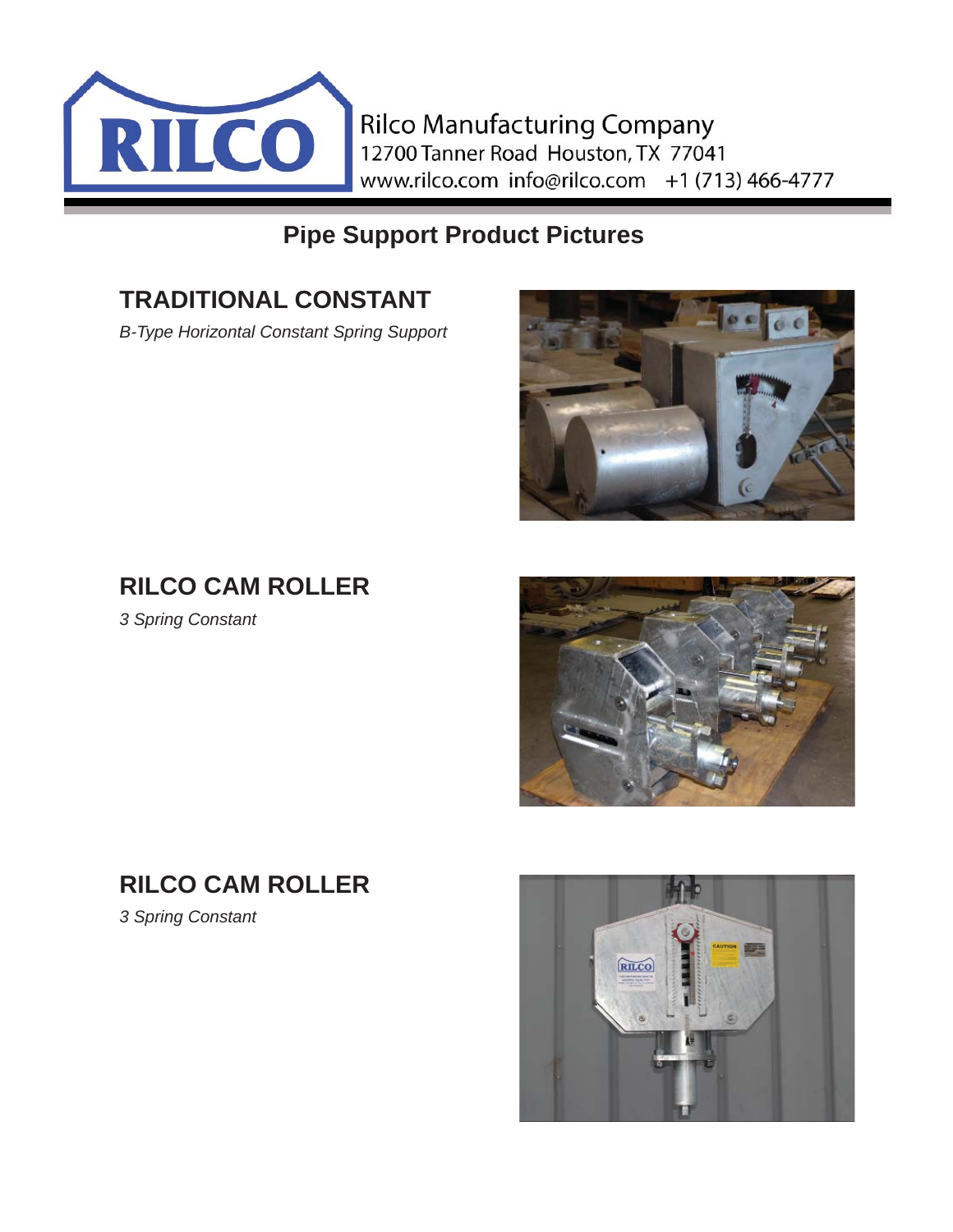Rilco Manufacturing Company
12700 Tanner Road Houston, TX 77041
www.rilco.com info@rilco.com +1 (713) 466-4777

# Pipe Support Product Pictures

## TRADITIONAL CONSTANT

*B-Type Horizontal Constant Spring Support*

## RILCO CAM ROLLER

*3 Spring Constant*

## RILCO CAM ROLLER

*3 Spring Constant*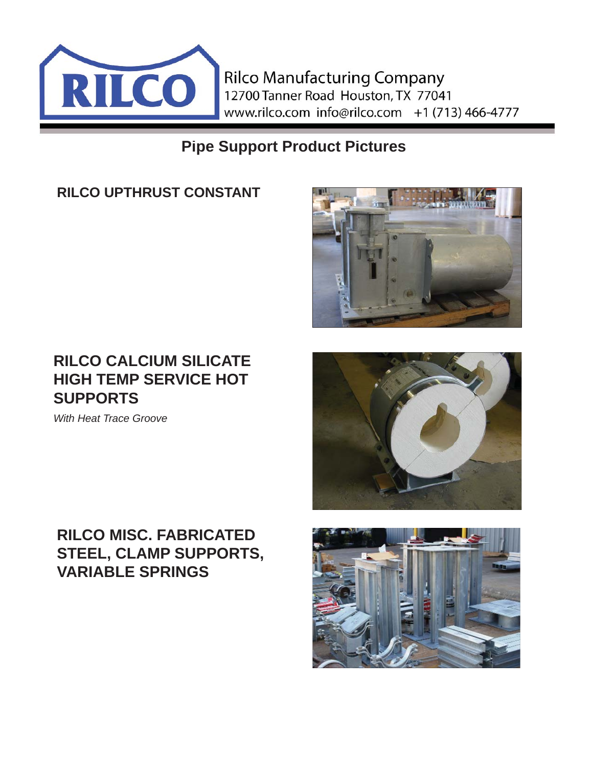RILCO

Rilco Manufacturing Company
12700 Tanner Road Houston, TX 77041
www.rilco.com info@rilco.com +1 (713) 466-4777

# Pipe Support Product Pictures

## RILCO UPTHRUST CONSTANT

## RILCO CALCIUM SILICATE HIGH TEMP SERVICE HOT SUPPORTS

*With Heat Trace Groove*

## RILCO MISC. FABRICATED STEEL, CLAMP SUPPORTS, VARIABLE SPRINGS